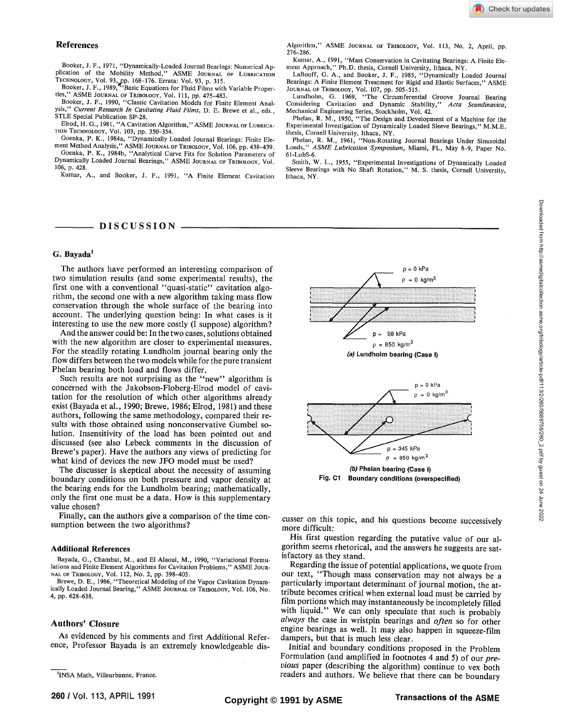## References

Booker, J. F., 1971, "Dynamically-Loaded Journal Bearings: Numerical Application of the Mobility Method," ASME JOURNAL OF LUBRICATION TECHNOLOGY, Vol. 93, pp. 168–176. Errata: Vol. 93, p. 315.

Booker, J. F., 1989, "Basic Equations for Fluid Films with Variable Properties," ASME JOURNAL OF TRIBOLOGY, Vol. 111, pp. 475–483.

Booker, J. F., 1990, "Classic Cavitation Models for Finite Element Analysis," *Current Research In Cavitating Fluid Films*, D. E. Brewe et al., eds., STLE Special Publication SP-28.

Elrod, H. G., 1981, "A Cavitation Algorithm," ASME JOURNAL OF LUBRICATION TECHNOLOGY, Vol. 103, pp. 350–354.

Goenka, P. K., 1984a, "Dynamically Loaded Journal Bearings: Finite Element Method Analysis," ASME JOURNAL OF TRIBOLOGY, Vol. 106, pp. 438–439.

Goenka, P. K., 1984b, "Analytical Curve Fits for Solution Parameters of Dynamically Loaded Journal Bearings," ASME JOURNAL OF TRIBOLOGY, Vol. 106, p. 428.

Kumar, A., and Booker, J. F., 1991, "A Finite Element Cavitation Algorithm," ASME JOURNAL OF TRIBOLOGY, Vol. 113, No. 2, April, pp. 276–286.

Kumar, A., 1991, "Mass Conservation in Cavitating Bearings: A Finite Element Approach," Ph.D. thesis, Cornell University, Ithaca, NY.

LaBouff, G. A., and Booker, J. F., 1985, "Dynamically Loaded Journal Bearings: A Finite Element Treatment for Rigid and Elastic Surfaces," ASME JOURNAL OF TRIBOLOGY, Vol. 107, pp. 505–515.

Lundholm, G. 1969, "The Circumferential Groove Journal Bearing Considering Cavitation and Dynamic Stability," *Acta Scandinavica*, Mechanical Engineering Series, Stockholm, Vol. 42.

Phelan, R. M., 1950, "The Design and Development of a Machine for the Experimental Investigation of Dynamically Loaded Sleeve Bearings," M.M.E. thesis, Cornell University, Ithaca, NY.

Phelan, R. M., 1961, "Non-Rotating Journal Bearings Under Sinusoidal Loads," *ASME Lubrication Symposium*, Miami, FL, May 8–9, Paper No. 61-LubS-6.

Smith, W. L., 1955, "Experimental Investigations of Dynamically Loaded Sleeve Bearings with No Shaft Rotation," M. S. thesis, Cornell University, Ithaca, NY.

# DISCUSSION

## G. Bayada[1]

The authors have performed an interesting comparison of two simulation results (and some experimental results), the first one with a conventional "quasi-static" cavitation algorithm, the second one with a new algorithm taking mass flow conservation through the whole surface of the bearing into account. The underlying question being: In what cases is it interesting to use the new more costly (I suppose) algorithm?

And the answer could be: In the two cases, solutions obtained with the new algorithm are closer to experimental measures. For the steadily rotating Lundholm journal bearing only the flow differs between the two models while for the pure transient Phelan bearing both load and flows differ.

Such results are not surprising as the "new" algorithm is concerned with the Jakobson-Floberg-Elrod model of cavitation for the resolution of which other algorithms already exist (Bayada et al., 1990; Brewe, 1986; Elrod, 1981) and these authors, following the same methodology, compared their results with those obtained using nonconservative Gumbel solution. Insensitivity of the load has been pointed out and discussed (see also Lebeck comments in the discussion of Brewe's paper). Have the authors any views of predicting for what kind of devices the new JFO model must be used?

The discusser is skeptical about the necessity of assuming boundary conditions on both pressure and vapor density at the bearing ends for the Lundholm bearing; mathematically, only the first one must be a data. How is this supplementary value chosen?

Finally, can the authors give a comparison of the time consumption between the two algorithms?

(a) Lundholm bearing (Case I) — labels: p = 0 kPa, ρ = 0 kg/m³; p = 98 kPa, ρ = 850 kg/m³

(b) Phelan bearing (Case I) — labels: p = 0 kPa, ρ = 0 kg/m³; p = 345 kPa, ρ = 850 kg/m³

Fig. C1 Boundary conditions (overspecified)

### Additional References

Bayada, G., Chambat, M., and El Alaoui, M., 1990, "Variational Formulations and Finite Element Algorithms for Cavitation Problems," ASME JOURNAL OF TRIBOLOGY, Vol. 112, No. 2, pp. 398–403.

Brewe, D. E., 1986, "Theoretical Modeling of the Vapor Cavitation Dynamically Loaded Journal Bearing," ASME JOURNAL OF TRIBOLOGY, Vol. 106, No. 4, pp. 628–638.

## Authors' Closure

As evidenced by his comments and first Additional Reference, Professor Bayada is an extremely knowledgeable discusser on this topic, and his questions become successively more difficult:

His first question regarding the putative value of our algorithm seems rhetorical, and the answers he suggests are satisfactory as they stand.

Regarding the issue of potential applications, we quote from our text, "Though mass conservation may not always be a particularly important determinant of journal motion, the attribute becomes critical when external load must be carried by film portions which may instantaneously be incompletely filled with liquid." We can only speculate that such is probably *always* the case in wristpin bearings and *often* so for other engine bearings as well. It may also happen in squeeze-film dampers, but that is much less clear.

Initial and boundary conditions proposed in the Problem Formulation (and amplified in footnotes 4 and 5) of our *previous* paper (describing the algorithm) continue to vex both readers and authors. We believe that there can be boundary

[1] INSA Math, Villeurbanne, France.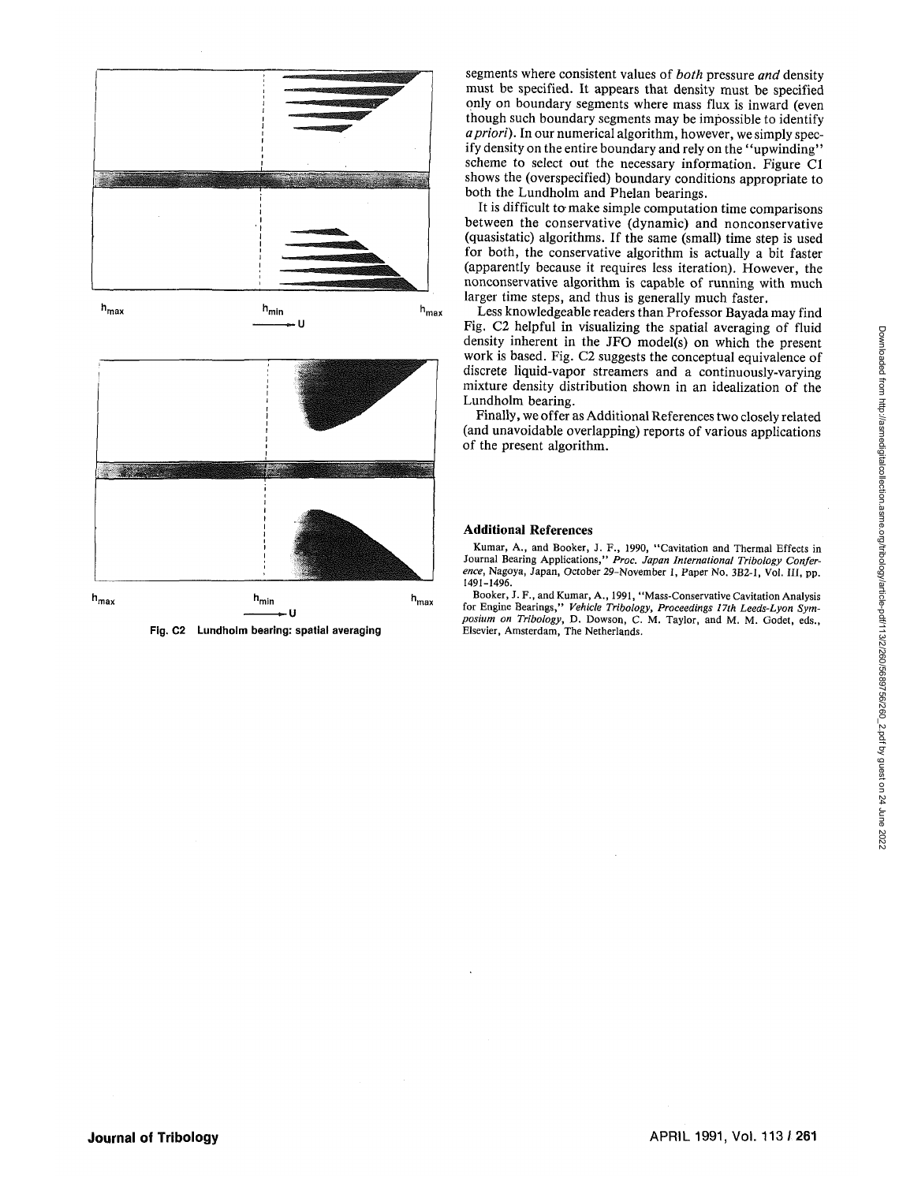$h_{max}$

$h_{min}$

U

$h_{max}$

$h_{max}$

$h_{min}$

U

$h_{max}$

**Fig. C2 Lundholm bearing: spatial averaging**

segments where consistent values of *both* pressure *and* density must be specified. It appears that density must be specified only on boundary segments where mass flux is inward (even though such boundary segments may be impossible to identify *a priori*). In our numerical algorithm, however, we simply specify density on the entire boundary and rely on the "upwinding" scheme to select out the necessary information. Figure C1 shows the (overspecified) boundary conditions appropriate to both the Lundholm and Phelan bearings.

It is difficult to make simple computation time comparisons between the conservative (dynamic) and nonconservative (quasistatic) algorithms. If the same (small) time step is used for both, the conservative algorithm is actually a bit faster (apparently because it requires less iteration). However, the nonconservative algorithm is capable of running with much larger time steps, and thus is generally much faster.

Less knowledgeable readers than Professor Bayada may find Fig. C2 helpful in visualizing the spatial averaging of fluid density inherent in the JFO model(s) on which the present work is based. Fig. C2 suggests the conceptual equivalence of discrete liquid-vapor streamers and a continuously-varying mixture density distribution shown in an idealization of the Lundholm bearing.

Finally, we offer as Additional References two closely related (and unavoidable overlapping) reports of various applications of the present algorithm.

## Additional References

Kumar, A., and Booker, J. F., 1990, "Cavitation and Thermal Effects in Journal Bearing Applications," *Proc. Japan International Tribology Conference*, Nagoya, Japan, October 29–November 1, Paper No. 3B2-1, Vol. III, pp. 1491–1496.

Booker, J. F., and Kumar, A., 1991, "Mass-Conservative Cavitation Analysis for Engine Bearings," *Vehicle Tribology, Proceedings 17th Leeds-Lyon Symposium on Tribology*, D. Dowson, C. M. Taylor, and M. M. Godet, eds., Elsevier, Amsterdam, The Netherlands.